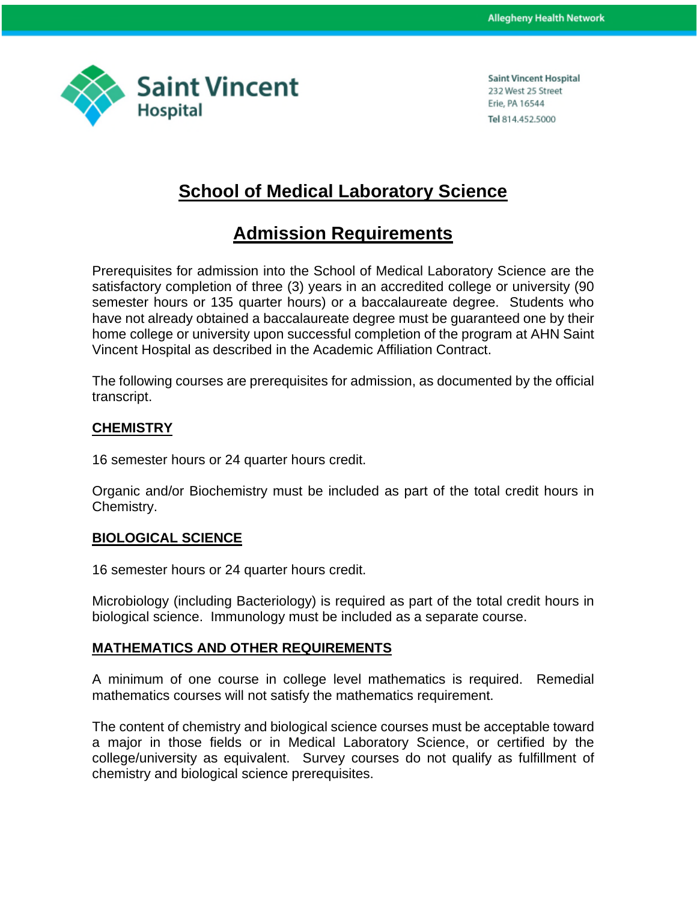Saint Vincent Hospital
232 West 25 Street
Erie, PA 16544
Tel 814.452.5000

# School of Medical Laboratory Science

## Admission Requirements

Prerequisites for admission into the School of Medical Laboratory Science are the satisfactory completion of three (3) years in an accredited college or university (90 semester hours or 135 quarter hours) or a baccalaureate degree. Students who have not already obtained a baccalaureate degree must be guaranteed one by their home college or university upon successful completion of the program at AHN Saint Vincent Hospital as described in the Academic Affiliation Contract.

The following courses are prerequisites for admission, as documented by the official transcript.

### CHEMISTRY

16 semester hours or 24 quarter hours credit.

Organic and/or Biochemistry must be included as part of the total credit hours in Chemistry.

### BIOLOGICAL SCIENCE

16 semester hours or 24 quarter hours credit.

Microbiology (including Bacteriology) is required as part of the total credit hours in biological science. Immunology must be included as a separate course.

### MATHEMATICS AND OTHER REQUIREMENTS

A minimum of one course in college level mathematics is required. Remedial mathematics courses will not satisfy the mathematics requirement.

The content of chemistry and biological science courses must be acceptable toward a major in those fields or in Medical Laboratory Science, or certified by the college/university as equivalent. Survey courses do not qualify as fulfillment of chemistry and biological science prerequisites.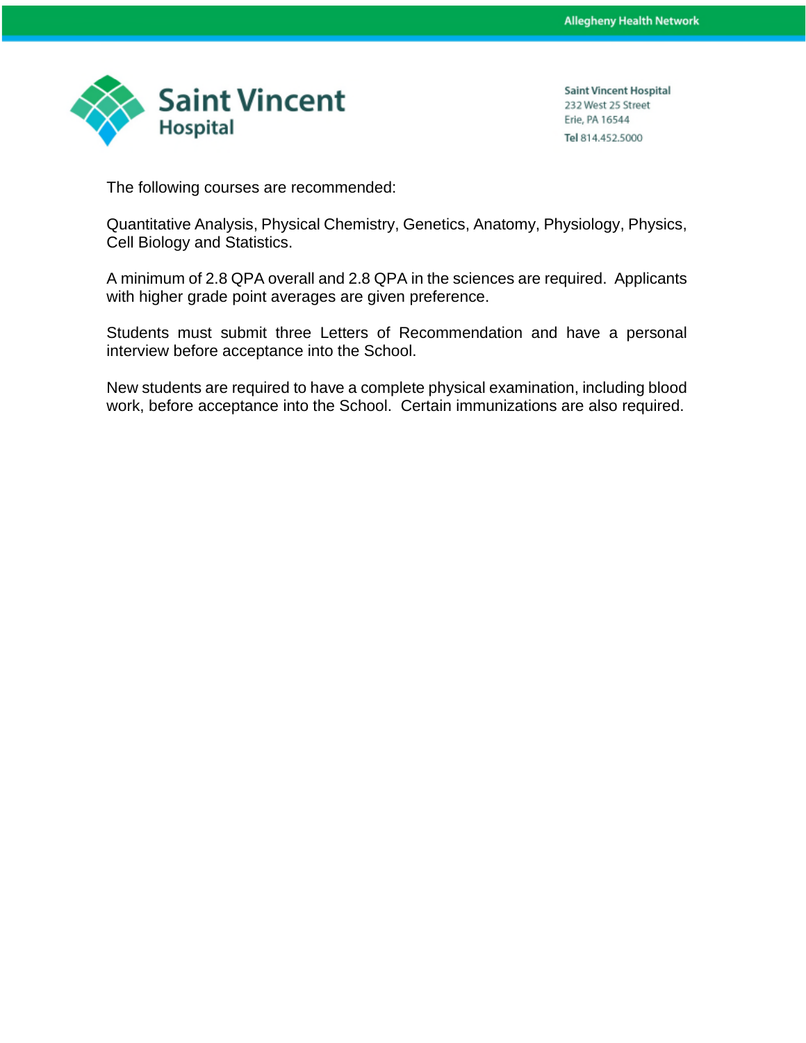The following courses are recommended:

Quantitative Analysis, Physical Chemistry, Genetics, Anatomy, Physiology, Physics, Cell Biology and Statistics.

A minimum of 2.8 QPA overall and 2.8 QPA in the sciences are required. Applicants with higher grade point averages are given preference.

Students must submit three Letters of Recommendation and have a personal interview before acceptance into the School.

New students are required to have a complete physical examination, including blood work, before acceptance into the School. Certain immunizations are also required.